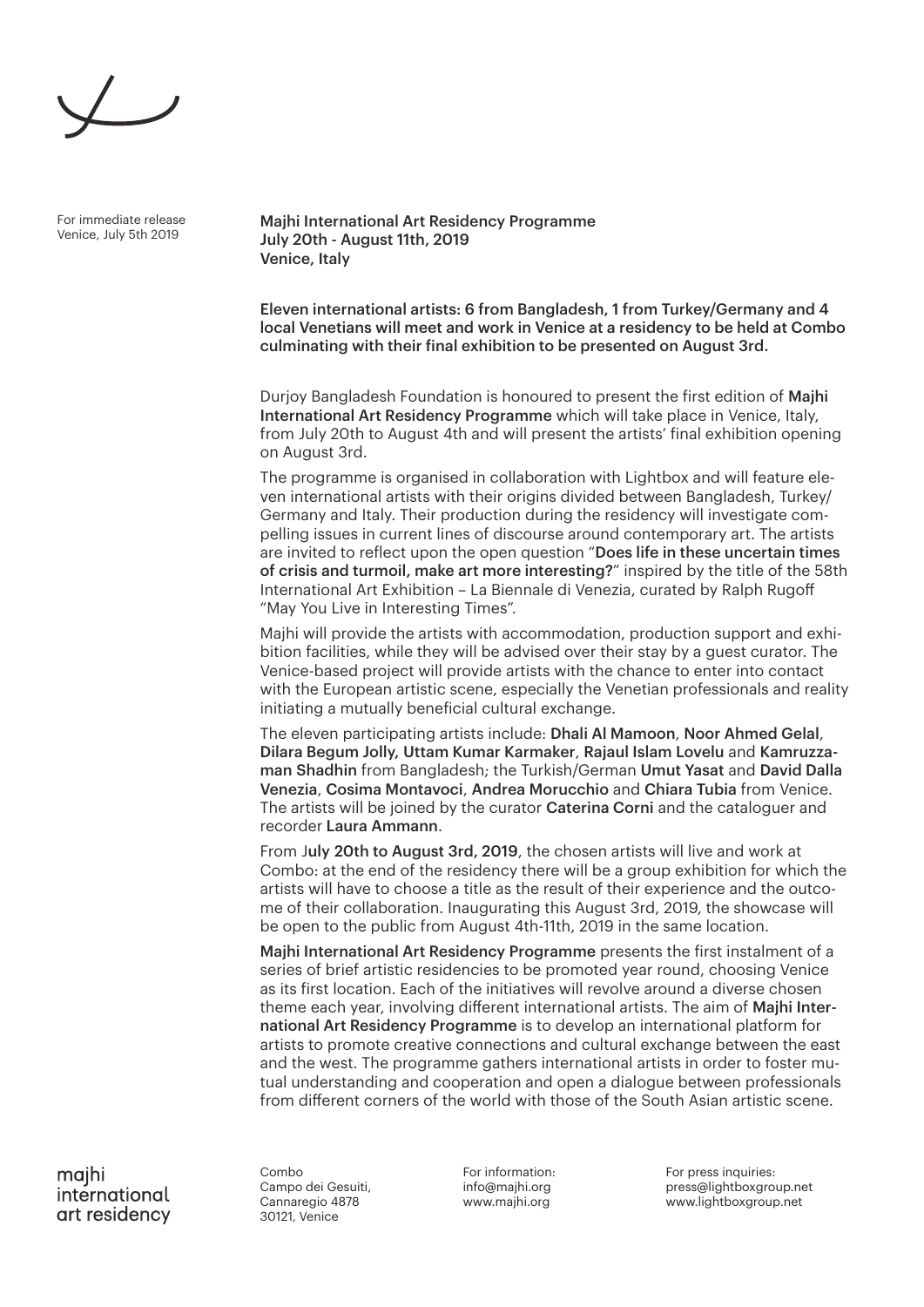For immediate release
Venice, July 5th 2019

**Majhi International Art Residency Programme**
**July 20th - August 11th, 2019**
**Venice, Italy**

**Eleven international artists: 6 from Bangladesh, 1 from Turkey/Germany and 4 local Venetians will meet and work in Venice at a residency to be held at Combo culminating with their final exhibition to be presented on August 3rd.**

Durjoy Bangladesh Foundation is honoured to present the first edition of **Majhi International Art Residency Programme** which will take place in Venice, Italy, from July 20th to August 4th and will present the artists' final exhibition opening on August 3rd.

The programme is organised in collaboration with Lightbox and will feature eleven international artists with their origins divided between Bangladesh, Turkey/Germany and Italy. Their production during the residency will investigate compelling issues in current lines of discourse around contemporary art. The artists are invited to reflect upon the open question "**Does life in these uncertain times of crisis and turmoil, make art more interesting?**" inspired by the title of the 58th International Art Exhibition – La Biennale di Venezia, curated by Ralph Rugoff "May You Live in Interesting Times".

Majhi will provide the artists with accommodation, production support and exhibition facilities, while they will be advised over their stay by a guest curator. The Venice-based project will provide artists with the chance to enter into contact with the European artistic scene, especially the Venetian professionals and reality initiating a mutually beneficial cultural exchange.

The eleven participating artists include: **Dhali Al Mamoon**, **Noor Ahmed Gelal**, **Dilara Begum Jolly, Uttam Kumar Karmaker**, **Rajaul Islam Lovelu** and **Kamruzzaman Shadhin** from Bangladesh; the Turkish/German **Umut Yasat** and **David Dalla Venezia**, **Cosima Montavoci**, **Andrea Morucchio** and **Chiara Tubia** from Venice. The artists will be joined by the curator **Caterina Corni** and the cataloguer and recorder **Laura Ammann**.

From J**uly 20th to August 3rd, 2019**, the chosen artists will live and work at Combo: at the end of the residency there will be a group exhibition for which the artists will have to choose a title as the result of their experience and the outcome of their collaboration. Inaugurating this August 3rd, 2019, the showcase will be open to the public from August 4th-11th, 2019 in the same location.

**Majhi International Art Residency Programme** presents the first instalment of a series of brief artistic residencies to be promoted year round, choosing Venice as its first location. Each of the initiatives will revolve around a diverse chosen theme each year, involving different international artists. The aim of **Majhi International Art Residency Programme** is to develop an international platform for artists to promote creative connections and cultural exchange between the east and the west. The programme gathers international artists in order to foster mutual understanding and cooperation and open a dialogue between professionals from different corners of the world with those of the South Asian artistic scene.

majhi
international
art residency

Combo
Campo dei Gesuiti,
Cannaregio 4878
30121, Venice

For information:
info@majhi.org
www.majhi.org

For press inquiries:
press@lightboxgroup.net
www.lightboxgroup.net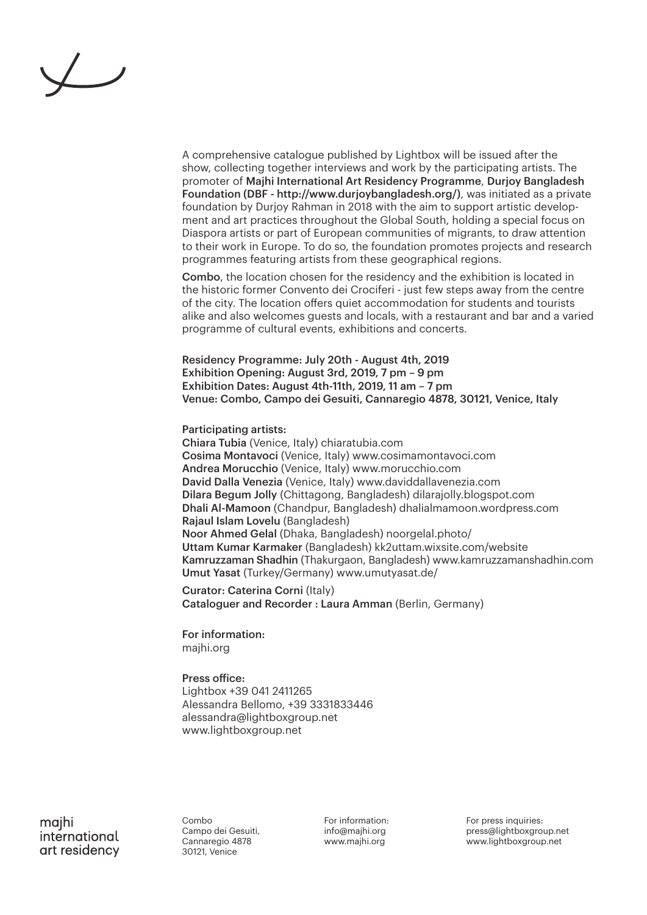A comprehensive catalogue published by Lightbox will be issued after the show, collecting together interviews and work by the participating artists. The promoter of **Majhi International Art Residency Programme**, **Durjoy Bangladesh Foundation (DBF - http://www.durjoybangladesh.org/)**, was initiated as a private foundation by Durjoy Rahman in 2018 with the aim to support artistic development and art practices throughout the Global South, holding a special focus on Diaspora artists or part of European communities of migrants, to draw attention to their work in Europe. To do so, the foundation promotes projects and research programmes featuring artists from these geographical regions.

**Combo**, the location chosen for the residency and the exhibition is located in the historic former Convento dei Crociferi - just few steps away from the centre of the city. The location offers quiet accommodation for students and tourists alike and also welcomes guests and locals, with a restaurant and bar and a varied programme of cultural events, exhibitions and concerts.

**Residency Programme: July 20th - August 4th, 2019**
**Exhibition Opening: August 3rd, 2019, 7 pm – 9 pm**
**Exhibition Dates: August 4th-11th, 2019, 11 am – 7 pm**
**Venue: Combo, Campo dei Gesuiti, Cannaregio 4878, 30121, Venice, Italy**

**Participating artists:**
**Chiara Tubia** (Venice, Italy) chiaratubia.com
**Cosima Montavoci** (Venice, Italy) www.cosimamontavoci.com
**Andrea Morucchio** (Venice, Italy) www.morucchio.com
**David Dalla Venezia** (Venice, Italy) www.daviddallavenezia.com
**Dilara Begum Jolly** (Chittagong, Bangladesh) dilarajolly.blogspot.com
**Dhali Al-Mamoon** (Chandpur, Bangladesh) dhalialmamoon.wordpress.com
**Rajaul Islam Lovelu** (Bangladesh)
**Noor Ahmed Gelal** (Dhaka, Bangladesh) noorgelal.photo/
**Uttam Kumar Karmaker** (Bangladesh) kk2uttam.wixsite.com/website
**Kamruzzaman Shadhin** (Thakurgaon, Bangladesh) www.kamruzzamanshadhin.com
**Umut Yasat** (Turkey/Germany) www.umutyasat.de/

**Curator: Caterina Corni** (Italy)
**Cataloguer and Recorder : Laura Amman** (Berlin, Germany)

**For information:**
majhi.org

**Press office:**
Lightbox +39 041 2411265
Alessandra Bellomo, +39 3331833446
alessandra@lightboxgroup.net
www.lightboxgroup.net

majhi international art residency

Combo
Campo dei Gesuiti,
Cannaregio 4878
30121, Venice

For information:
info@majhi.org
www.majhi.org

For press inquiries:
press@lightboxgroup.net
www.lightboxgroup.net